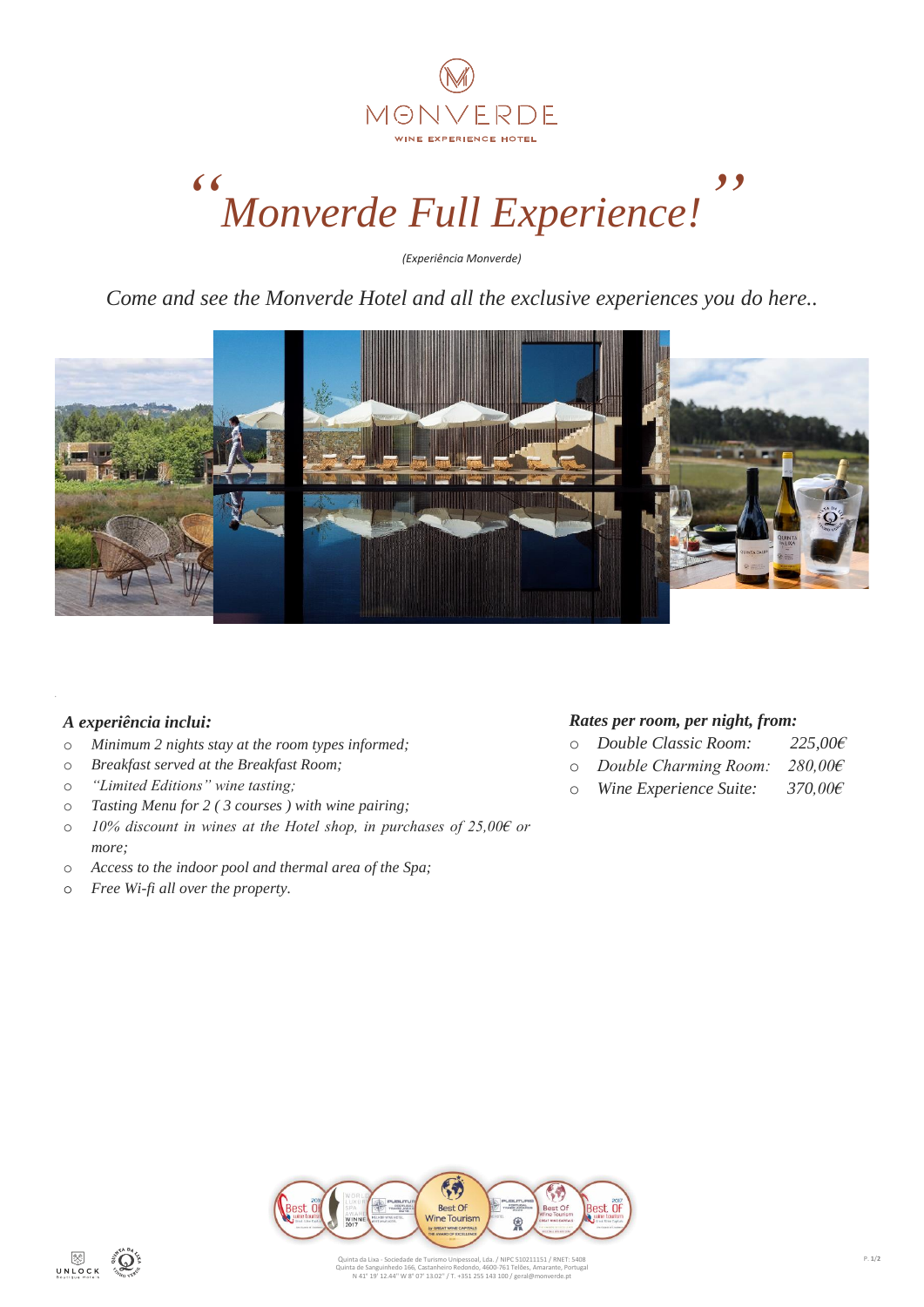MONVERDE

WINE EXPERIENCE HOTEL

# *"Monverde Full Experience!"*

*(Experiência Monverde)*

*Come and see the Monverde Hotel and all the exclusive experiences you do here..*

### *A experiência inclui:*

- *Minimum 2 nights stay at the room types informed;*
- *Breakfast served at the Breakfast Room;*
- *"Limited Editions" wine tasting;*
- *Tasting Menu for 2 ( 3 courses ) with wine pairing;*
- *10% discount in wines at the Hotel shop, in purchases of 25,00€ or more;*
- *Access to the indoor pool and thermal area of the Spa;*
- *Free Wi-fi all over the property.*

### *Rates per room, per night, from:*

- *Double Classic Room: 225,00€*
- *Double Charming Room: 280,00€*
- *Wine Experience Suite: 370,00€*

Quinta da Lixa - Sociedade de Turismo Unipessoal, Lda. / NIPC 510211151 / RNET: 5408
Quinta de Sanguinhedo 166, Castanheiro Redondo, 4600-761 Telões, Amarante, Portugal
N 41° 19' 12.44" W 8° 07' 13.02" / T. +351 255 143 100 / geral@monverde.pt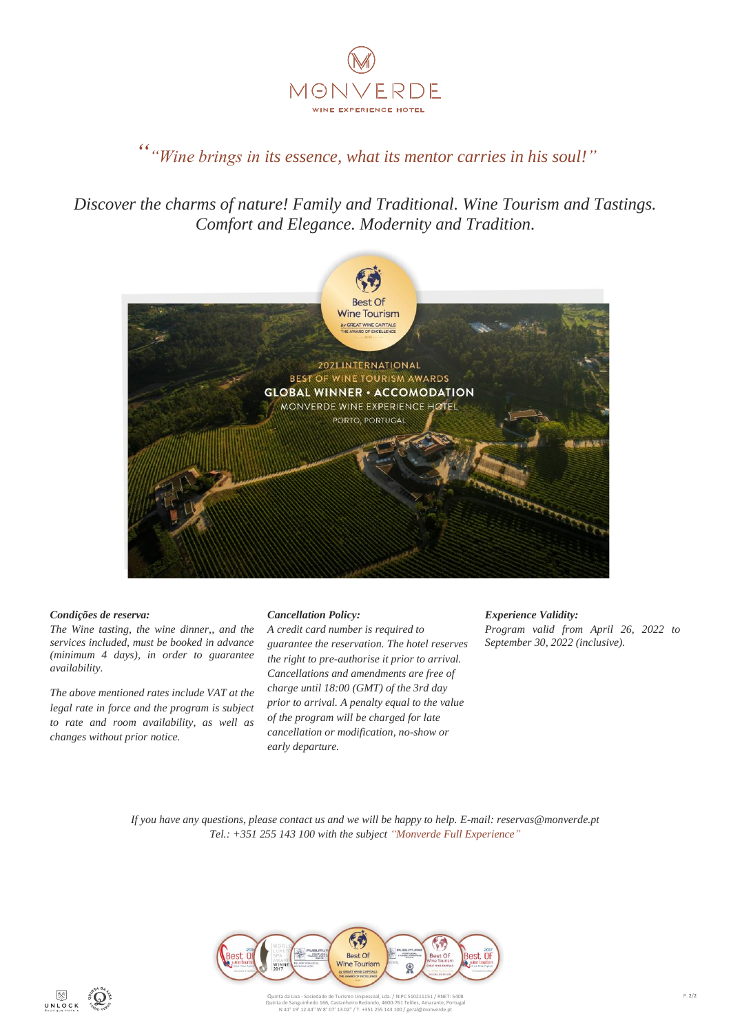# MONVERDE

WINE EXPERIENCE HOTEL

*"Wine brings in its essence, what its mentor carries in his soul!"*

*Discover the charms of nature! Family and Traditional. Wine Tourism and Tastings. Comfort and Elegance. Modernity and Tradition.*

***Condições de reserva:***

*The Wine tasting, the wine dinner,, and the services included, must be booked in advance (minimum 4 days), in order to guarantee availability.*

*The above mentioned rates include VAT at the legal rate in force and the program is subject to rate and room availability, as well as changes without prior notice.*

***Cancellation Policy:***

*A credit card number is required to guarantee the reservation. The hotel reserves the right to pre-authorise it prior to arrival. Cancellations and amendments are free of charge until 18:00 (GMT) of the 3rd day prior to arrival. A penalty equal to the value of the program will be charged for late cancellation or modification, no-show or early departure.*

***Experience Validity:***

*Program valid from April 26, 2022 to September 30, 2022 (inclusive).*

*If you have any questions, please contact us and we will be happy to help. E-mail: reservas@monverde.pt Tel.: +351 255 143 100 with the subject "Monverde Full Experience"*

Quinta da Lixa - Sociedade de Turismo Unipessoal, Lda. / NIPC 510211151 / RNET: 5408
Quinta de Sanguinhedo 166, Castanheiro Redondo, 4600-761 Telões, Amarante, Portugal
N 41° 19' 12.44" W 8° 07' 13.02" / T. +351 255 143 100 / geral@monverde.pt